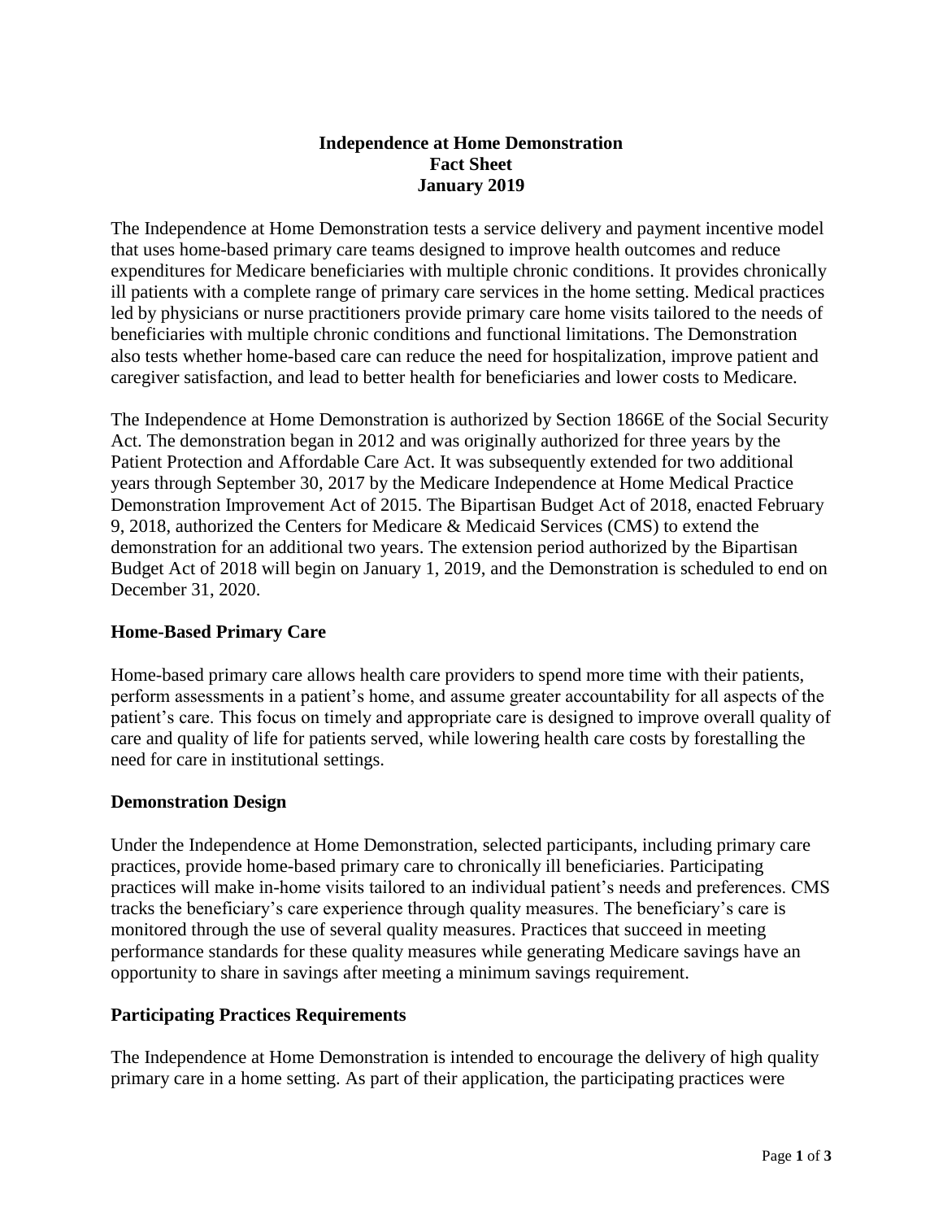# Independence at Home Demonstration
# Fact Sheet
# January 2019

The Independence at Home Demonstration tests a service delivery and payment incentive model that uses home-based primary care teams designed to improve health outcomes and reduce expenditures for Medicare beneficiaries with multiple chronic conditions. It provides chronically ill patients with a complete range of primary care services in the home setting. Medical practices led by physicians or nurse practitioners provide primary care home visits tailored to the needs of beneficiaries with multiple chronic conditions and functional limitations. The Demonstration also tests whether home-based care can reduce the need for hospitalization, improve patient and caregiver satisfaction, and lead to better health for beneficiaries and lower costs to Medicare.

The Independence at Home Demonstration is authorized by Section 1866E of the Social Security Act. The demonstration began in 2012 and was originally authorized for three years by the Patient Protection and Affordable Care Act. It was subsequently extended for two additional years through September 30, 2017 by the Medicare Independence at Home Medical Practice Demonstration Improvement Act of 2015. The Bipartisan Budget Act of 2018, enacted February 9, 2018, authorized the Centers for Medicare & Medicaid Services (CMS) to extend the demonstration for an additional two years. The extension period authorized by the Bipartisan Budget Act of 2018 will begin on January 1, 2019, and the Demonstration is scheduled to end on December 31, 2020.

## Home-Based Primary Care

Home-based primary care allows health care providers to spend more time with their patients, perform assessments in a patient's home, and assume greater accountability for all aspects of the patient's care. This focus on timely and appropriate care is designed to improve overall quality of care and quality of life for patients served, while lowering health care costs by forestalling the need for care in institutional settings.

## Demonstration Design

Under the Independence at Home Demonstration, selected participants, including primary care practices, provide home-based primary care to chronically ill beneficiaries. Participating practices will make in-home visits tailored to an individual patient's needs and preferences. CMS tracks the beneficiary's care experience through quality measures. The beneficiary's care is monitored through the use of several quality measures. Practices that succeed in meeting performance standards for these quality measures while generating Medicare savings have an opportunity to share in savings after meeting a minimum savings requirement.

## Participating Practices Requirements

The Independence at Home Demonstration is intended to encourage the delivery of high quality primary care in a home setting. As part of their application, the participating practices were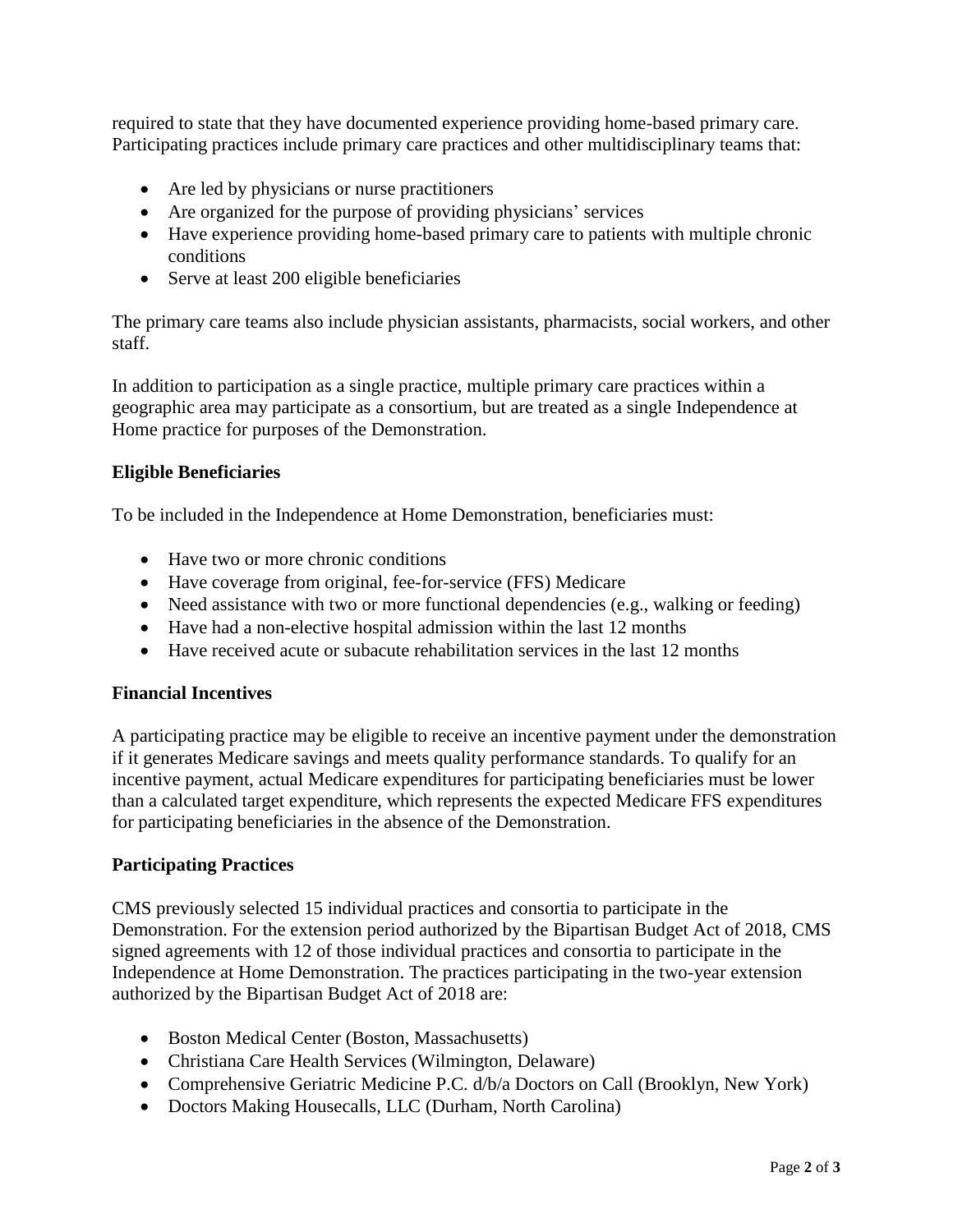required to state that they have documented experience providing home-based primary care. Participating practices include primary care practices and other multidisciplinary teams that:

- Are led by physicians or nurse practitioners
- Are organized for the purpose of providing physicians' services
- Have experience providing home-based primary care to patients with multiple chronic conditions
- Serve at least 200 eligible beneficiaries

The primary care teams also include physician assistants, pharmacists, social workers, and other staff.

In addition to participation as a single practice, multiple primary care practices within a geographic area may participate as a consortium, but are treated as a single Independence at Home practice for purposes of the Demonstration.

### Eligible Beneficiaries

To be included in the Independence at Home Demonstration, beneficiaries must:

- Have two or more chronic conditions
- Have coverage from original, fee-for-service (FFS) Medicare
- Need assistance with two or more functional dependencies (e.g., walking or feeding)
- Have had a non-elective hospital admission within the last 12 months
- Have received acute or subacute rehabilitation services in the last 12 months

### Financial Incentives

A participating practice may be eligible to receive an incentive payment under the demonstration if it generates Medicare savings and meets quality performance standards. To qualify for an incentive payment, actual Medicare expenditures for participating beneficiaries must be lower than a calculated target expenditure, which represents the expected Medicare FFS expenditures for participating beneficiaries in the absence of the Demonstration.

### Participating Practices

CMS previously selected 15 individual practices and consortia to participate in the Demonstration. For the extension period authorized by the Bipartisan Budget Act of 2018, CMS signed agreements with 12 of those individual practices and consortia to participate in the Independence at Home Demonstration. The practices participating in the two-year extension authorized by the Bipartisan Budget Act of 2018 are:

- Boston Medical Center (Boston, Massachusetts)
- Christiana Care Health Services (Wilmington, Delaware)
- Comprehensive Geriatric Medicine P.C. d/b/a Doctors on Call (Brooklyn, New York)
- Doctors Making Housecalls, LLC (Durham, North Carolina)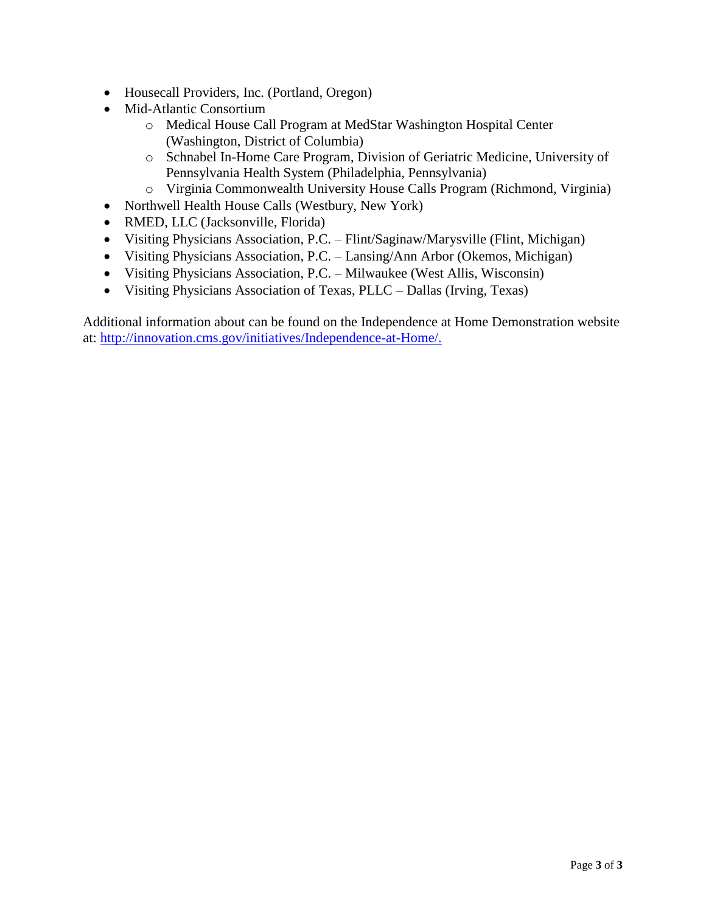- Housecall Providers, Inc. (Portland, Oregon)
- Mid-Atlantic Consortium
  - Medical House Call Program at MedStar Washington Hospital Center (Washington, District of Columbia)
  - Schnabel In-Home Care Program, Division of Geriatric Medicine, University of Pennsylvania Health System (Philadelphia, Pennsylvania)
  - Virginia Commonwealth University House Calls Program (Richmond, Virginia)
- Northwell Health House Calls (Westbury, New York)
- RMED, LLC (Jacksonville, Florida)
- Visiting Physicians Association, P.C. – Flint/Saginaw/Marysville (Flint, Michigan)
- Visiting Physicians Association, P.C. – Lansing/Ann Arbor (Okemos, Michigan)
- Visiting Physicians Association, P.C. – Milwaukee (West Allis, Wisconsin)
- Visiting Physicians Association of Texas, PLLC – Dallas (Irving, Texas)

Additional information about can be found on the Independence at Home Demonstration website at: [http://innovation.cms.gov/initiatives/Independence-at-Home/.](http://innovation.cms.gov/initiatives/Independence-at-Home/)